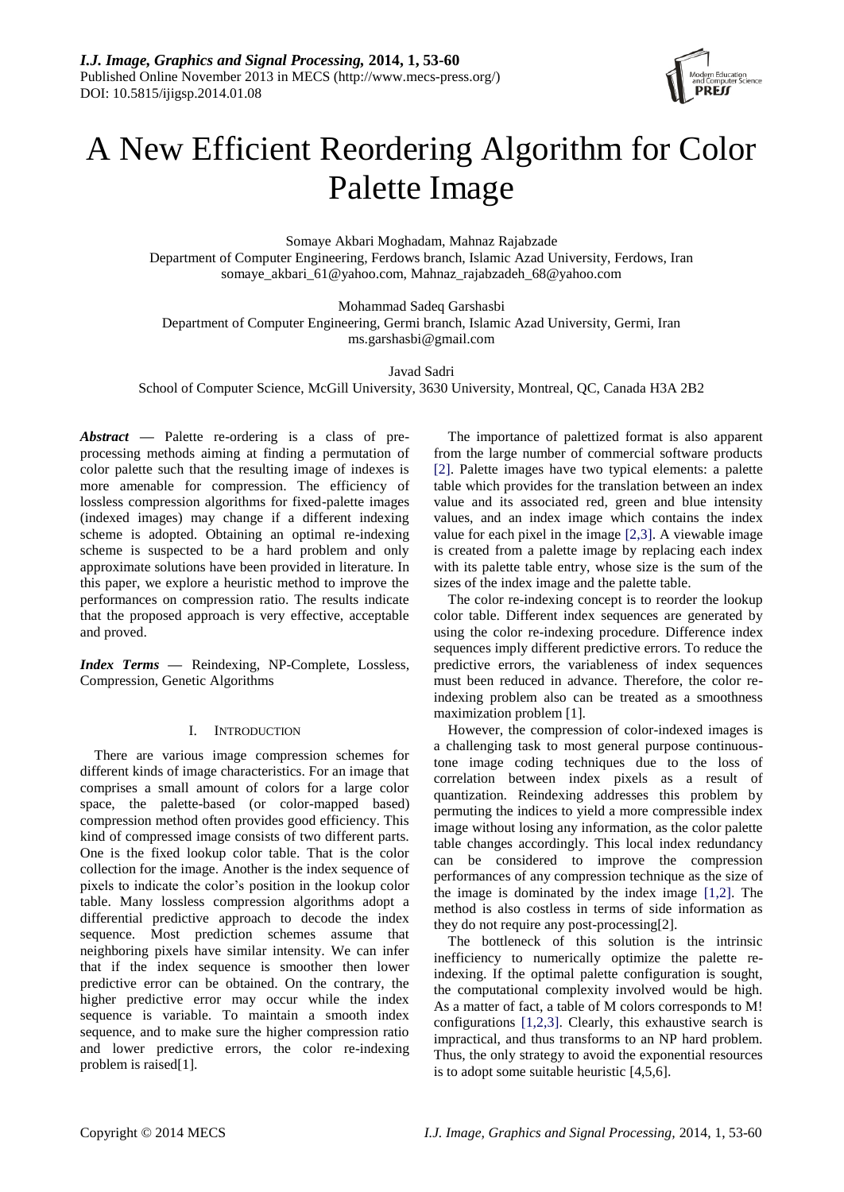# A New Efficient Reordering Algorithm for Color Palette Image

Somaye Akbari Moghadam, Mahnaz Rajabzade
Department of Computer Engineering, Ferdows branch, Islamic Azad University, Ferdows, Iran
somaye_akbari_61@yahoo.com, Mahnaz_rajabzadeh_68@yahoo.com

Mohammad Sadeq Garshasbi
Department of Computer Engineering, Germi branch, Islamic Azad University, Germi, Iran
ms.garshasbi@gmail.com

Javad Sadri
School of Computer Science, McGill University, 3630 University, Montreal, QC, Canada H3A 2B2

***Abstract* —** Palette re-ordering is a class of pre-processing methods aiming at finding a permutation of color palette such that the resulting image of indexes is more amenable for compression. The efficiency of lossless compression algorithms for fixed-palette images (indexed images) may change if a different indexing scheme is adopted. Obtaining an optimal re-indexing scheme is suspected to be a hard problem and only approximate solutions have been provided in literature. In this paper, we explore a heuristic method to improve the performances on compression ratio. The results indicate that the proposed approach is very effective, acceptable and proved.

***Index Terms* —** Reindexing, NP-Complete, Lossless, Compression, Genetic Algorithms

## I. Introduction

There are various image compression schemes for different kinds of image characteristics. For an image that comprises a small amount of colors for a large color space, the palette-based (or color-mapped based) compression method often provides good efficiency. This kind of compressed image consists of two different parts. One is the fixed lookup color table. That is the color collection for the image. Another is the index sequence of pixels to indicate the color's position in the lookup color table. Many lossless compression algorithms adopt a differential predictive approach to decode the index sequence. Most prediction schemes assume that neighboring pixels have similar intensity. We can infer that if the index sequence is smoother then lower predictive error can be obtained. On the contrary, the higher predictive error may occur while the index sequence is variable. To maintain a smooth index sequence, and to make sure the higher compression ratio and lower predictive errors, the color re-indexing problem is raised[1].

The importance of palettized format is also apparent from the large number of commercial software products [2]. Palette images have two typical elements: a palette table which provides for the translation between an index value and its associated red, green and blue intensity values, and an index image which contains the index value for each pixel in the image [2,3]. A viewable image is created from a palette image by replacing each index with its palette table entry, whose size is the sum of the sizes of the index image and the palette table.

The color re-indexing concept is to reorder the lookup color table. Different index sequences are generated by using the color re-indexing procedure. Difference index sequences imply different predictive errors. To reduce the predictive errors, the variableness of index sequences must been reduced in advance. Therefore, the color re-indexing problem also can be treated as a smoothness maximization problem [1].

However, the compression of color-indexed images is a challenging task to most general purpose continuous-tone image coding techniques due to the loss of correlation between index pixels as a result of quantization. Reindexing addresses this problem by permuting the indices to yield a more compressible index image without losing any information, as the color palette table changes accordingly. This local index redundancy can be considered to improve the compression performances of any compression technique as the size of the image is dominated by the index image [1,2]. The method is also costless in terms of side information as they do not require any post-processing[2].

The bottleneck of this solution is the intrinsic inefficiency to numerically optimize the palette re-indexing. If the optimal palette configuration is sought, the computational complexity involved would be high. As a matter of fact, a table of M colors corresponds to M! configurations [1,2,3]. Clearly, this exhaustive search is impractical, and thus transforms to an NP hard problem. Thus, the only strategy to avoid the exponential resources is to adopt some suitable heuristic [4,5,6].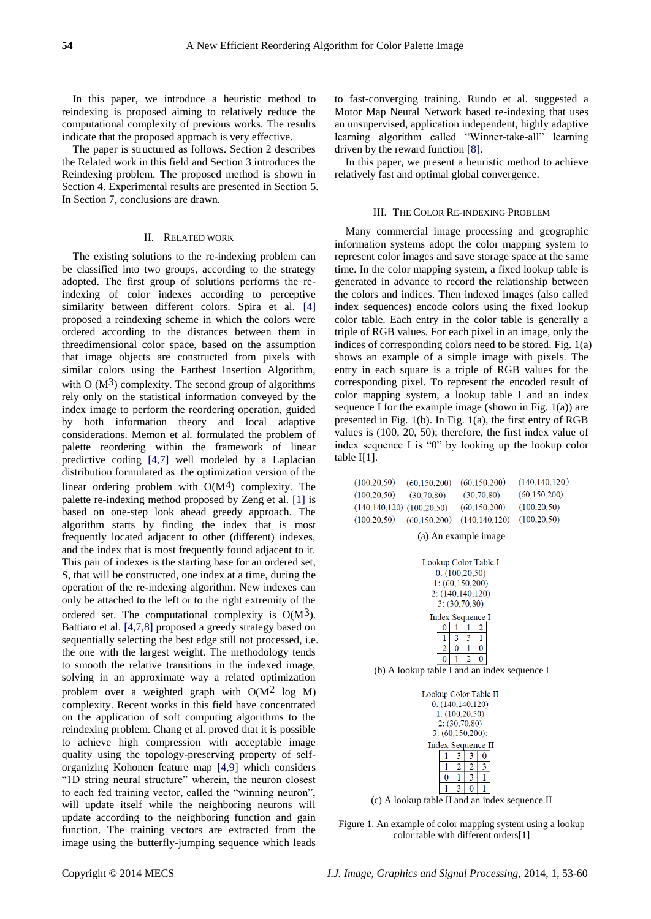In this paper, we introduce a heuristic method to reindexing is proposed aiming to relatively reduce the computational complexity of previous works. The results indicate that the proposed approach is very effective.

The paper is structured as follows. Section 2 describes the Related work in this field and Section 3 introduces the Reindexing problem. The proposed method is shown in Section 4. Experimental results are presented in Section 5. In Section 7, conclusions are drawn.

## II. Related Work

The existing solutions to the re-indexing problem can be classified into two groups, according to the strategy adopted. The first group of solutions performs the re-indexing of color indexes according to perceptive similarity between different colors. Spira et al. [4] proposed a reindexing scheme in which the colors were ordered according to the distances between them in threedimensional color space, based on the assumption that image objects are constructed from pixels with similar colors using the Farthest Insertion Algorithm, with O ($M^3$) complexity. The second group of algorithms rely only on the statistical information conveyed by the index image to perform the reordering operation, guided by both information theory and local adaptive considerations. Memon et al. formulated the problem of palette reordering within the framework of linear predictive coding [4,7] well modeled by a Laplacian distribution formulated as the optimization version of the linear ordering problem with O($M^4$) complexity. The palette re-indexing method proposed by Zeng et al. [1] is based on one-step look ahead greedy approach. The algorithm starts by finding the index that is most frequently located adjacent to other (different) indexes, and the index that is most frequently found adjacent to it. This pair of indexes is the starting base for an ordered set, S, that will be constructed, one index at a time, during the operation of the re-indexing algorithm. New indexes can only be attached to the left or to the right extremity of the ordered set. The computational complexity is O($M^3$). Battiato et al. [4,7,8] proposed a greedy strategy based on sequentially selecting the best edge still not processed, i.e. the one with the largest weight. The methodology tends to smooth the relative transitions in the indexed image, solving in an approximate way a related optimization problem over a weighted graph with O($M^2$ log M) complexity. Recent works in this field have concentrated on the application of soft computing algorithms to the reindexing problem. Chang et al. proved that it is possible to achieve high compression with acceptable image quality using the topology-preserving property of self-organizing Kohonen feature map [4,9] which considers "1D string neural structure" wherein, the neuron closest to each fed training vector, called the "winning neuron", will update itself while the neighboring neurons will update according to the neighboring function and gain function. The training vectors are extracted from the image using the butterfly-jumping sequence which leads to fast-converging training. Rundo et al. suggested a Motor Map Neural Network based re-indexing that uses an unsupervised, application independent, highly adaptive learning algorithm called "Winner-take-all" learning driven by the reward function [8].

In this paper, we present a heuristic method to achieve relatively fast and optimal global convergence.

## III. The Color Re-indexing Problem

Many commercial image processing and geographic information systems adopt the color mapping system to represent color images and save storage space at the same time. In the color mapping system, a fixed lookup table is generated in advance to record the relationship between the colors and indices. Then indexed images (also called index sequences) encode colors using the fixed lookup color table. Each entry in the color table is generally a triple of RGB values. For each pixel in an image, only the indices of corresponding colors need to be stored. Fig. 1(a) shows an example of a simple image with pixels. The entry in each square is a triple of RGB values for the corresponding pixel. To represent the encoded result of color mapping system, a lookup table I and an index sequence I for the example image (shown in Fig. 1(a)) are presented in Fig. 1(b). In Fig. 1(a), the first entry of RGB values is (100, 20, 50); therefore, the first index value of index sequence I is "0" by looking up the color table I[1].

| | | | |
|---|---|---|---|
| (100,20,50) | (60,150,200) | (60,150,200) | (140,140,120) |
| (100,20,50) | (30,70,80) | (30,70,80) | (60,150,200) |
| (140,140,120) | (100,20,50) | (60,150,200) | (100,20,50) |
| (100,20,50) | (60,150,200) | (140,140,120) | (100,20,50) |

(a) An example image

Lookup Color Table I
0: (100,20,50)
1: (60,150,200)
2: (140,140,120)
3: (30,70,80)

Index Sequence I

| | | | |
|---|---|---|---|
| 0 | 1 | 1 | 2 |
| 1 | 3 | 3 | 1 |
| 2 | 0 | 1 | 0 |
| 0 | 1 | 2 | 0 |

(b) A lookup table I and an index sequence I

Lookup Color Table II
0: (140,140,120)
1: (100,20,50)
2: (30,70,80)
3: (60,150,200)

Index Sequence II

| | | | |
|---|---|---|---|
| 1 | 3 | 3 | 0 |
| 1 | 2 | 2 | 3 |
| 0 | 1 | 3 | 1 |
| 1 | 3 | 0 | 1 |

(c) A lookup table II and an index sequence II

Figure 1. An example of color mapping system using a lookup color table with different orders[1]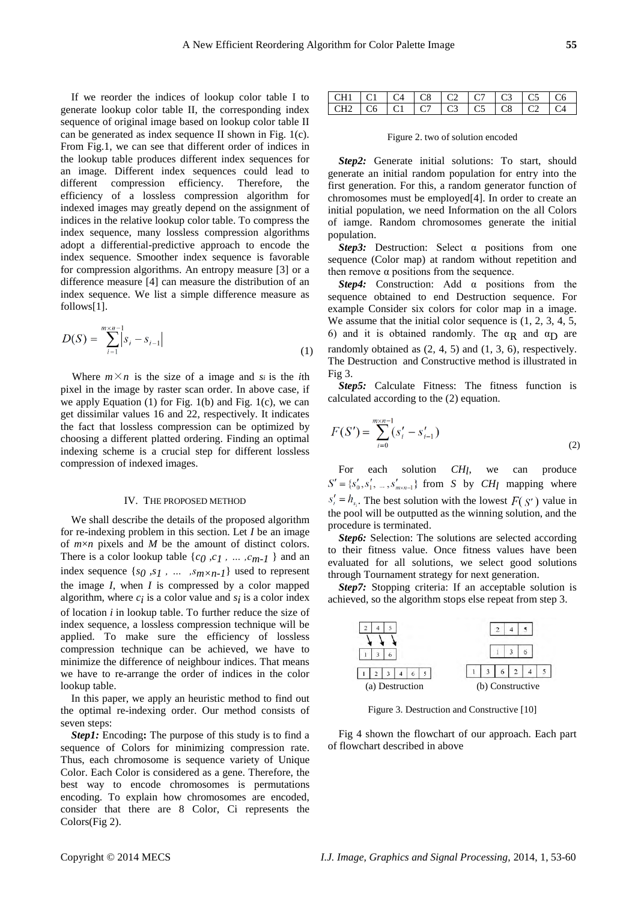If we reorder the indices of lookup color table I to generate lookup color table II, the corresponding index sequence of original image based on lookup color table II can be generated as index sequence II shown in Fig. 1(c). From Fig.1, we can see that different order of indices in the lookup table produces different index sequences for an image. Different index sequences could lead to different compression efficiency. Therefore, the efficiency of a lossless compression algorithm for indexed images may greatly depend on the assignment of indices in the relative lookup color table. To compress the index sequence, many lossless compression algorithms adopt a differential-predictive approach to encode the index sequence. Smoother index sequence is favorable for compression algorithms. An entropy measure [3] or a difference measure [4] can measure the distribution of an index sequence. We list a simple difference measure as follows[1].

$$D(S) = \sum_{i=1}^{m \times n-1} \left| s_i - s_{i-1} \right| \tag{1}$$

Where $m \times n$ is the size of a image and $s_i$ is the $i$th pixel in the image by raster scan order. In above case, if we apply Equation (1) for Fig. 1(b) and Fig. 1(c), we can get dissimilar values 16 and 22, respectively. It indicates the fact that lossless compression can be optimized by choosing a different platted ordering. Finding an optimal indexing scheme is a crucial step for different lossless compression of indexed images.

## IV. The Proposed Method

We shall describe the details of the proposed algorithm for re-indexing problem in this section. Let $I$ be an image of $m \times n$ pixels and $M$ be the amount of distinct colors. There is a color lookup table $\{c_0, c_1, \ldots, c_{m-1}\}$ and an index sequence $\{s_0, s_1, \ldots, s_{m \times n-1}\}$ used to represent the image $I$, when $I$ is compressed by a color mapped algorithm, where $c_i$ is a color value and $s_i$ is a color index of location $i$ in lookup table. To further reduce the size of index sequence, a lossless compression technique will be applied. To make sure the efficiency of lossless compression technique can be achieved, we have to minimize the difference of neighbour indices. That means we have to re-arrange the order of indices in the color lookup table.

In this paper, we apply an heuristic method to find out the optimal re-indexing order. Our method consists of seven steps:

***Step1:*** Encoding**:** The purpose of this study is to find a sequence of Colors for minimizing compression rate. Thus, each chromosome is sequence variety of Unique Color. Each Color is considered as a gene. Therefore, the best way to encode chromosomes is permutations encoding. To explain how chromosomes are encoded, consider that there are 8 Color, Ci represents the Colors(Fig 2).

| CH1 | C1 | C4 | C8 | C2 | C7 | C3 | C5 | C6 |
|---|---|---|---|---|---|---|---|---|
| CH2 | C6 | C1 | C7 | C3 | C5 | C8 | C2 | C4 |

Figure 2. two of solution encoded

***Step2:*** Generate initial solutions: To start, should generate an initial random population for entry into the first generation. For this, a random generator function of chromosomes must be employed[4]. In order to create an initial population, we need Information on the all Colors of iamge. Random chromosomes generate the initial population.

***Step3:*** Destruction: Select α positions from one sequence (Color map) at random without repetition and then remove α positions from the sequence.

***Step4:*** Construction: Add α positions from the sequence obtained to end Destruction sequence. For example Consider six colors for color map in a image. We assume that the initial color sequence is (1, 2, 3, 4, 5, 6) and it is obtained randomly. The $\alpha_R$ and $\alpha_D$ are randomly obtained as (2, 4, 5) and (1, 3, 6), respectively. The Destruction and Constructive method is illustrated in Fig 3.

***Step5:*** Calculate Fitness: The fitness function is calculated according to the (2) equation.

$$F(S') = \sum_{i=0}^{m \times n-1} (s'_i - s'_{i-1}) \tag{2}$$

For each solution $CH_l$, we can produce $S' = \{s'_0, s'_1, \ldots, s'_{m \times n-1}\}$ from $S$ by $CH_l$ mapping where $s'_i = h_{s_i}$. The best solution with the lowest $F(S')$ value in the pool will be outputted as the winning solution, and the procedure is terminated.

***Step6:*** Selection: The solutions are selected according to their fitness value. Once fitness values have been evaluated for all solutions, we select good solutions through Tournament strategy for next generation.

***Step7:*** Stopping criteria: If an acceptable solution is achieved, so the algorithm stops else repeat from step 3.

(a) Destruction (b) Constructive

Figure 3. Destruction and Constructive [10]

Fig 4 shown the flowchart of our approach. Each part of flowchart described in above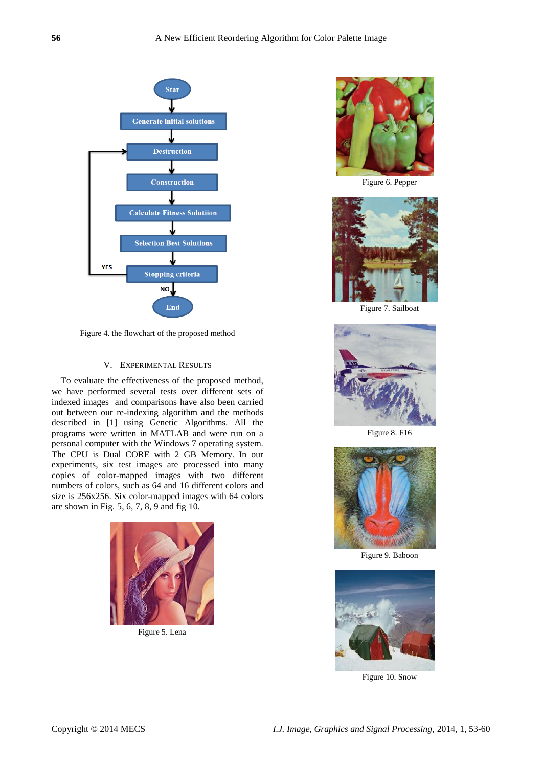Figure 4. the flowchart of the proposed method

## V. Experimental Results

To evaluate the effectiveness of the proposed method, we have performed several tests over different sets of indexed images and comparisons have also been carried out between our re-indexing algorithm and the methods described in [1] using Genetic Algorithms. All the programs were written in MATLAB and were run on a personal computer with the Windows 7 operating system. The CPU is Dual CORE with 2 GB Memory. In our experiments, six test images are processed into many copies of color-mapped images with two different numbers of colors, such as 64 and 16 different colors and size is 256x256. Six color-mapped images with 64 colors are shown in Fig. 5, 6, 7, 8, 9 and fig 10.

Figure 5. Lena

Figure 6. Pepper

Figure 7. Sailboat

Figure 8. F16

Figure 9. Baboon

Figure 10. Snow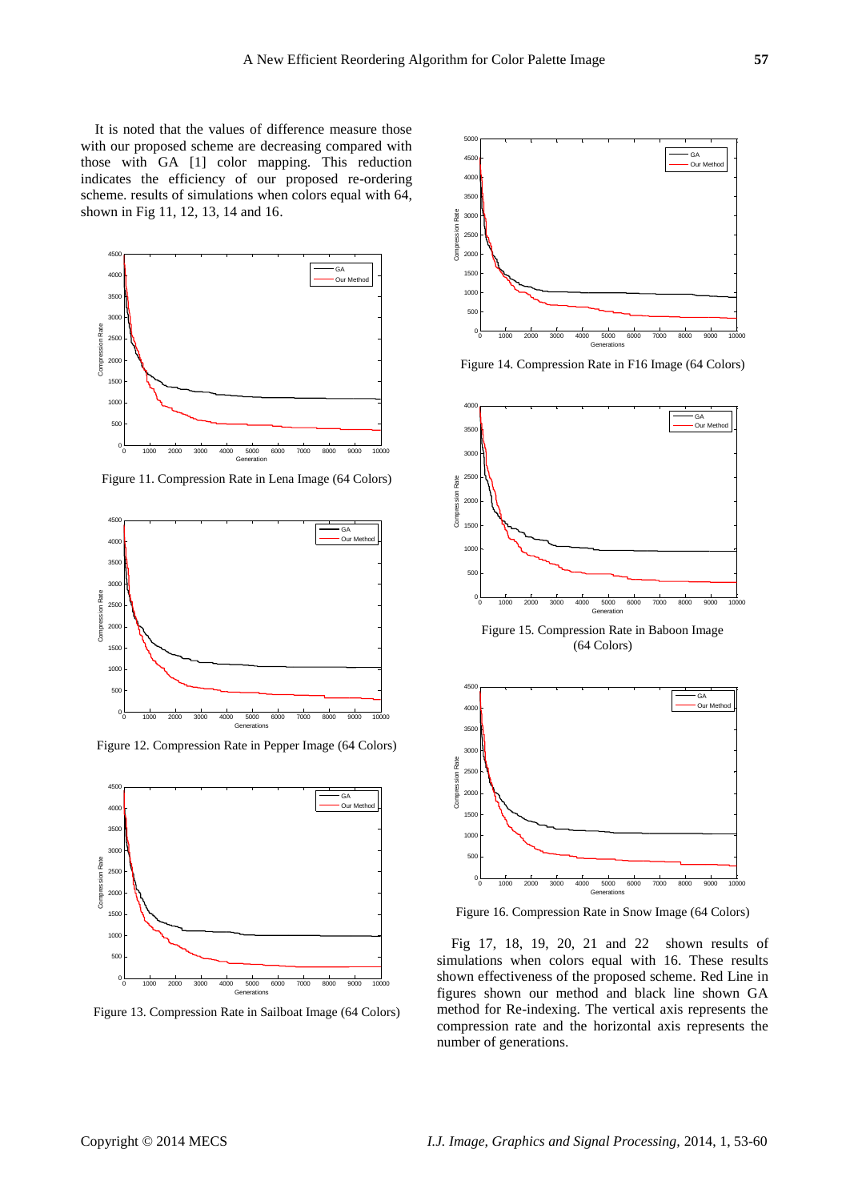It is noted that the values of difference measure those with our proposed scheme are decreasing compared with those with GA [1] color mapping. This reduction indicates the efficiency of our proposed re-ordering scheme. results of simulations when colors equal with 64, shown in Fig 11, 12, 13, 14 and 16.

Figure 11. Compression Rate in Lena Image (64 Colors)

Figure 12. Compression Rate in Pepper Image (64 Colors)

Figure 13. Compression Rate in Sailboat Image (64 Colors)

Figure 14. Compression Rate in F16 Image (64 Colors)

Figure 15. Compression Rate in Baboon Image (64 Colors)

Figure 16. Compression Rate in Snow Image (64 Colors)

Fig 17, 18, 19, 20, 21 and 22 shown results of simulations when colors equal with 16. These results shown effectiveness of the proposed scheme. Red Line in figures shown our method and black line shown GA method for Re-indexing. The vertical axis represents the compression rate and the horizontal axis represents the number of generations.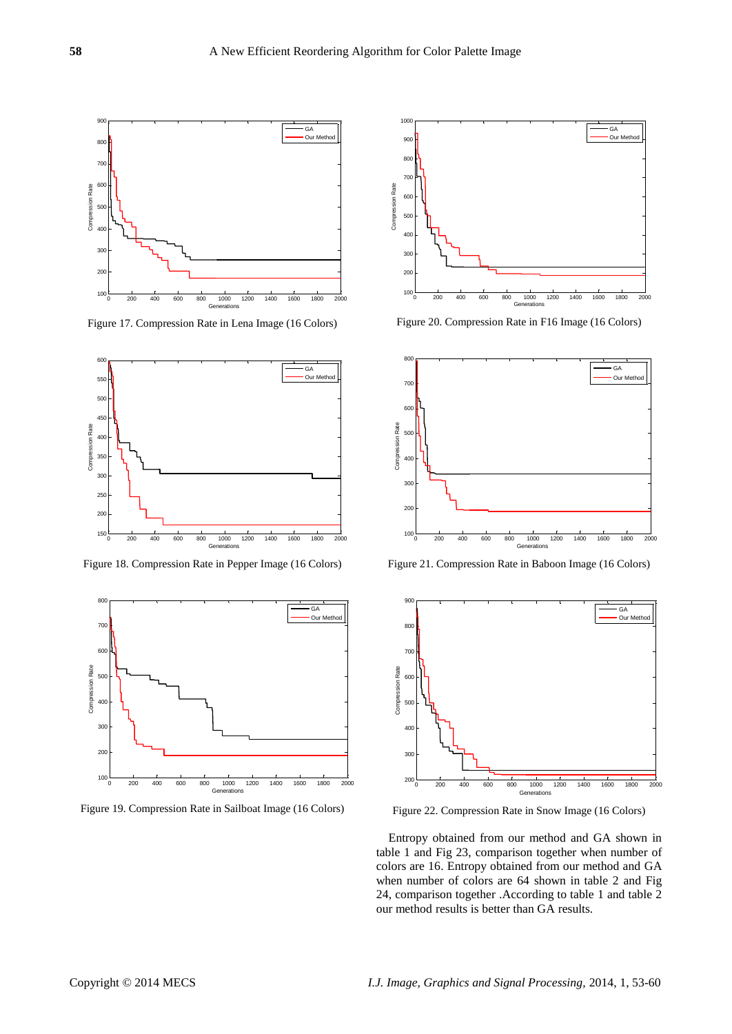Figure 17. Compression Rate in Lena Image (16 Colors)

Figure 20. Compression Rate in F16 Image (16 Colors)

Figure 18. Compression Rate in Pepper Image (16 Colors)

Figure 21. Compression Rate in Baboon Image (16 Colors)

Figure 19. Compression Rate in Sailboat Image (16 Colors)

Figure 22. Compression Rate in Snow Image (16 Colors)

Entropy obtained from our method and GA shown in table 1 and Fig 23, comparison together when number of colors are 16. Entropy obtained from our method and GA when number of colors are 64 shown in table 2 and Fig 24, comparison together .According to table 1 and table 2 our method results is better than GA results.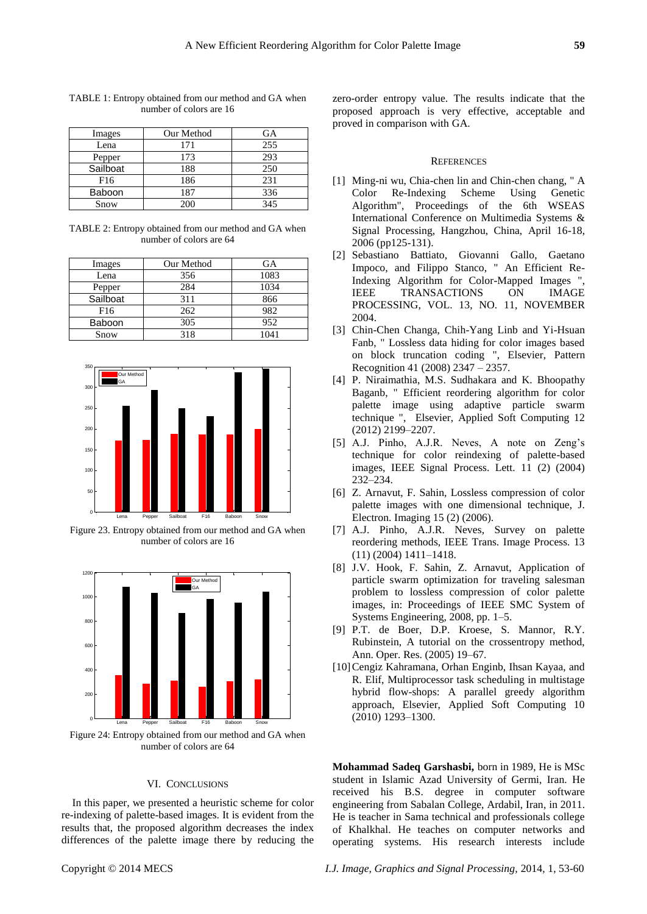TABLE 1: Entropy obtained from our method and GA when number of colors are 16

| Images | Our Method | GA |
|---|---|---|
| Lena | 171 | 255 |
| Pepper | 173 | 293 |
| Sailboat | 188 | 250 |
| F16 | 186 | 231 |
| Baboon | 187 | 336 |
| Snow | 200 | 345 |

TABLE 2: Entropy obtained from our method and GA when number of colors are 64

| Images | Our Method | GA |
|---|---|---|
| Lena | 356 | 1083 |
| Pepper | 284 | 1034 |
| Sailboat | 311 | 866 |
| F16 | 262 | 982 |
| Baboon | 305 | 952 |
| Snow | 318 | 1041 |

Figure 23. Entropy obtained from our method and GA when number of colors are 16

Figure 24: Entropy obtained from our method and GA when number of colors are 64

## VI. Conclusions

In this paper, we presented a heuristic scheme for color re-indexing of palette-based images. It is evident from the results that, the proposed algorithm decreases the index differences of the palette image there by reducing the zero-order entropy value. The results indicate that the proposed approach is very effective, acceptable and proved in comparison with GA.

## References

[1] Ming-ni wu, Chia-chen lin and Chin-chen chang, " A Color Re-Indexing Scheme Using Genetic Algorithm", Proceedings of the 6th WSEAS International Conference on Multimedia Systems & Signal Processing, Hangzhou, China, April 16-18, 2006 (pp125-131).

[2] Sebastiano Battiato, Giovanni Gallo, Gaetano Impoco, and Filippo Stanco, " An Efficient Re-Indexing Algorithm for Color-Mapped Images ", IEEE TRANSACTIONS ON IMAGE PROCESSING, VOL. 13, NO. 11, NOVEMBER 2004.

[3] Chin-Chen Changa, Chih-Yang Linb and Yi-Hsuan Fanb, " Lossless data hiding for color images based on block truncation coding ", Elsevier, Pattern Recognition 41 (2008) 2347 – 2357.

[4] P. Niraimathia, M.S. Sudhakara and K. Bhoopathy Baganb, " Efficient reordering algorithm for color palette image using adaptive particle swarm technique ", Elsevier, Applied Soft Computing 12 (2012) 2199–2207.

[5] A.J. Pinho, A.J.R. Neves, A note on Zeng's technique for color reindexing of palette-based images, IEEE Signal Process. Lett. 11 (2) (2004) 232–234.

[6] Z. Arnavut, F. Sahin, Lossless compression of color palette images with one dimensional technique, J. Electron. Imaging 15 (2) (2006).

[7] A.J. Pinho, A.J.R. Neves, Survey on palette reordering methods, IEEE Trans. Image Process. 13 (11) (2004) 1411–1418.

[8] J.V. Hook, F. Sahin, Z. Arnavut, Application of particle swarm optimization for traveling salesman problem to lossless compression of color palette images, in: Proceedings of IEEE SMC System of Systems Engineering, 2008, pp. 1–5.

[9] P.T. de Boer, D.P. Kroese, S. Mannor, R.Y. Rubinstein, A tutorial on the crossentropy method, Ann. Oper. Res. (2005) 19–67.

[10] Cengiz Kahramana, Orhan Enginb, Ihsan Kayaa, and R. Elif, Multiprocessor task scheduling in multistage hybrid flow-shops: A parallel greedy algorithm approach, Elsevier, Applied Soft Computing 10 (2010) 1293–1300.

**Mohammad Sadeq Garshasbi,** born in 1989, He is MSc student in Islamic Azad University of Germi, Iran. He received his B.S. degree in computer software engineering from Sabalan College, Ardabil, Iran, in 2011. He is teacher in Sama technical and professionals college of Khalkhal. He teaches on computer networks and operating systems. His research interests include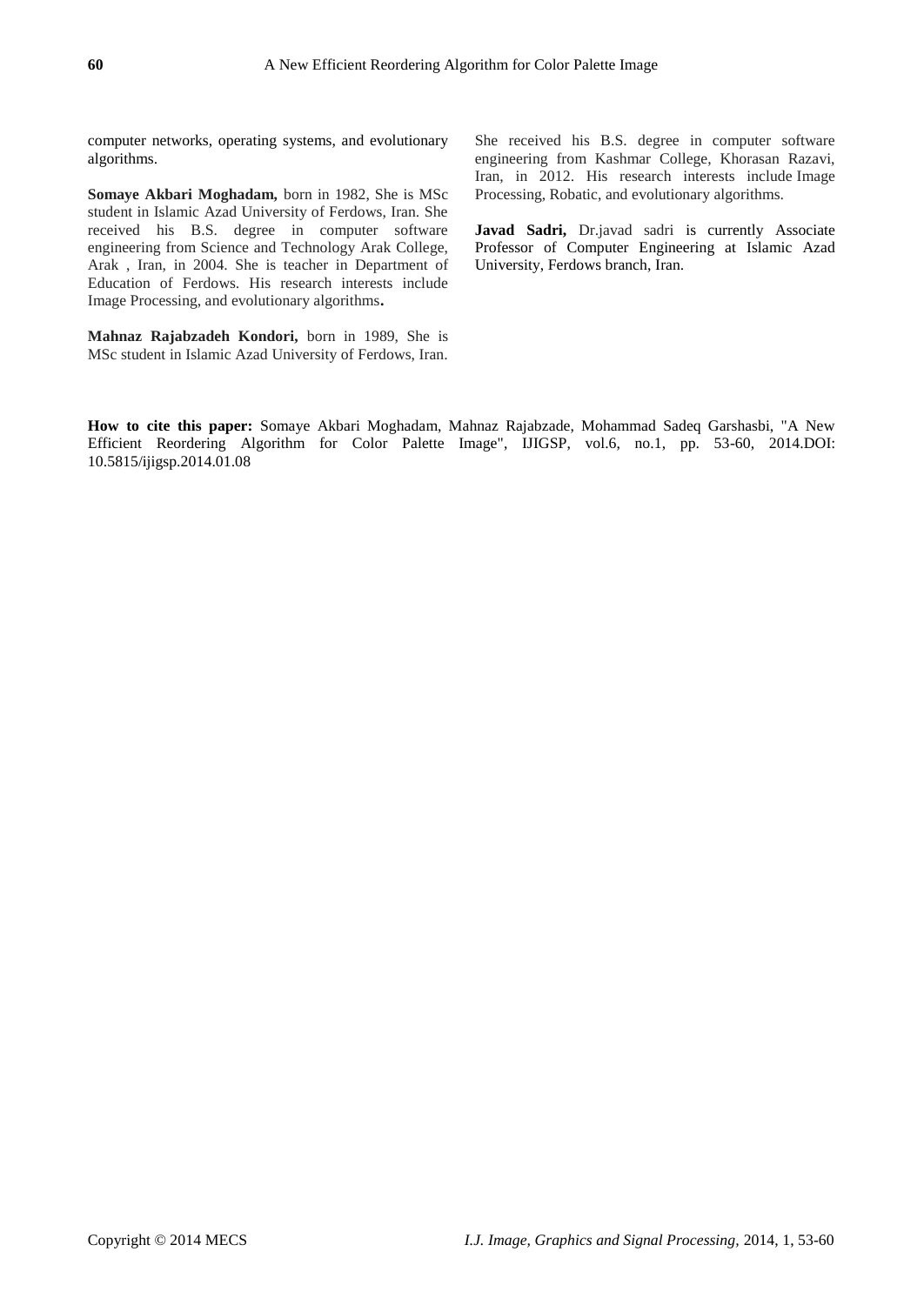computer networks, operating systems, and evolutionary algorithms.

**Somaye Akbari Moghadam,** born in 1982, She is MSc student in Islamic Azad University of Ferdows, Iran. She received his B.S. degree in computer software engineering from Science and Technology Arak College, Arak , Iran, in 2004. She is teacher in Department of Education of Ferdows. His research interests include Image Processing, and evolutionary algorithms**.**

**Mahnaz Rajabzadeh Kondori,** born in 1989, She is MSc student in Islamic Azad University of Ferdows, Iran. She received his B.S. degree in computer software engineering from Kashmar College, Khorasan Razavi, Iran, in 2012. His research interests include Image Processing, Robatic, and evolutionary algorithms.

**Javad Sadri,** Dr.javad sadri is currently Associate Professor of Computer Engineering at Islamic Azad University, Ferdows branch, Iran.

**How to cite this paper:** Somaye Akbari Moghadam, Mahnaz Rajabzade, Mohammad Sadeq Garshasbi, "A New Efficient Reordering Algorithm for Color Palette Image", IJIGSP, vol.6, no.1, pp. 53-60, 2014.DOI: 10.5815/ijigsp.2014.01.08